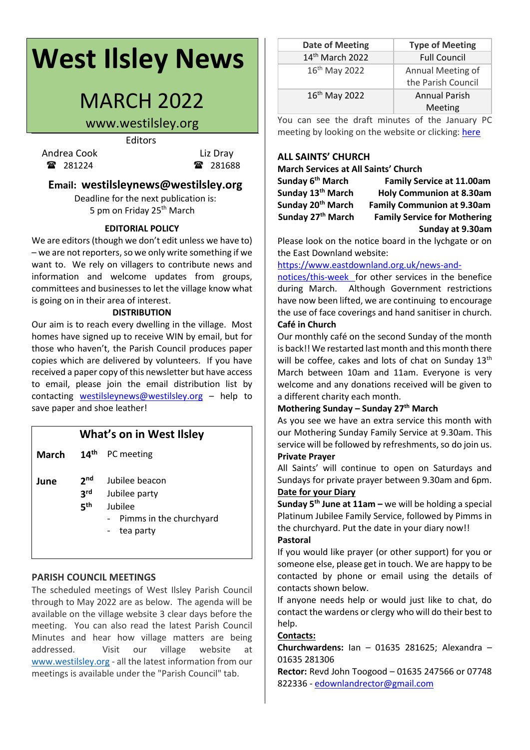# West Ilsley News

## MARCH 2022

www.westilsley.org

Editors

Andrea Cook ☎ 281224

Liz Dray ☎ 281688

**Email: westilsleynews@westilsley.org**

Deadline for the next publication is:
5 pm on Friday 25th March

### EDITORIAL POLICY

We are editors (though we don't edit unless we have to) – we are not reporters, so we only write something if we want to. We rely on villagers to contribute news and information and welcome updates from groups, committees and businesses to let the village know what is going on in their area of interest.

### DISTRIBUTION

Our aim is to reach every dwelling in the village. Most homes have signed up to receive WIN by email, but for those who haven't, the Parish Council produces paper copies which are delivered by volunteers. If you have received a paper copy of this newsletter but have access to email, please join the email distribution list by contacting westilsleynews@westilsley.org – help to save paper and shoe leather!

### What's on in West Ilsley

| | | |
|---|---|---|
| **March** | **14th** | PC meeting |
| **June** | **2nd** | Jubilee beacon |
| | **3rd** | Jubilee party |
| | **5th** | Jubilee<br>- Pimms in the churchyard<br>- tea party |

### PARISH COUNCIL MEETINGS

The scheduled meetings of West Ilsley Parish Council through to May 2022 are as below. The agenda will be available on the village website 3 clear days before the meeting. You can also read the latest Parish Council Minutes and hear how village matters are being addressed. Visit our village website at www.westilsley.org - all the latest information from our meetings is available under the "Parish Council" tab.

| Date of Meeting | Type of Meeting |
|---|---|
| 14th March 2022 | Full Council |
| 16th May 2022 | Annual Meeting of the Parish Council |
| 16th May 2022 | Annual Parish Meeting |

You can see the draft minutes of the January PC meeting by looking on the website or clicking: here

### ALL SAINTS' CHURCH

**March Services at All Saints' Church**

| | |
|---|---|
| **Sunday 6th March** | **Family Service at 11.00am** |
| **Sunday 13th March** | **Holy Communion at 8.30am** |
| **Sunday 20th March** | **Family Communion at 9.30am** |
| **Sunday 27th March** | **Family Service for Mothering Sunday at 9.30am** |

Please look on the notice board in the lychgate or on the East Downland website: https://www.eastdownland.org.uk/news-and-notices/this-week for other services in the benefice during March. Although Government restrictions have now been lifted, we are continuing to encourage the use of face coverings and hand sanitiser in church.

**Café in Church**

Our monthly café on the second Sunday of the month is back!! We restarted last month and this month there will be coffee, cakes and lots of chat on Sunday 13th March between 10am and 11am. Everyone is very welcome and any donations received will be given to a different charity each month.

**Mothering Sunday – Sunday 27th March**

As you see we have an extra service this month with our Mothering Sunday Family Service at 9.30am. This service will be followed by refreshments, so do join us.

**Private Prayer**

All Saints' will continue to open on Saturdays and Sundays for private prayer between 9.30am and 6pm.

**Date for your Diary**

**Sunday 5th June at 11am –** we will be holding a special Platinum Jubilee Family Service, followed by Pimms in the churchyard. Put the date in your diary now!!

**Pastoral**

If you would like prayer (or other support) for you or someone else, please get in touch. We are happy to be contacted by phone or email using the details of contacts shown below.

If anyone needs help or would just like to chat, do contact the wardens or clergy who will do their best to help.

**Contacts:**

**Churchwardens:** Ian – 01635 281625; Alexandra – 01635 281306

**Rector:** Revd John Toogood – 01635 247566 or 07748 822336 - edownlandrector@gmail.com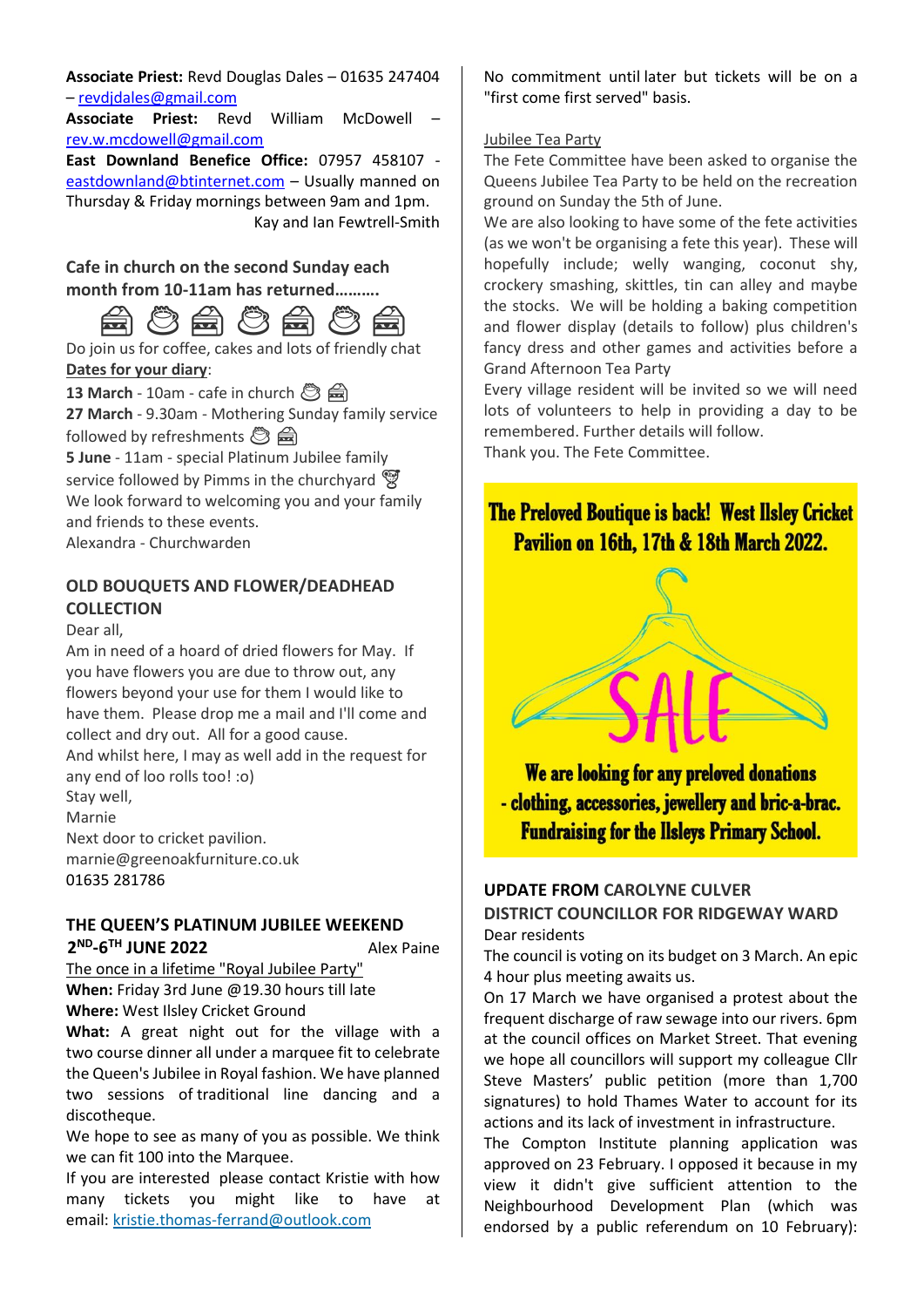**Associate Priest:** Revd Douglas Dales – 01635 247404 – revdjdales@gmail.com

**Associate Priest:** Revd William McDowell – rev.w.mcdowell@gmail.com

**East Downland Benefice Office:** 07957 458107 - eastdownland@btinternet.com – Usually manned on Thursday & Friday mornings between 9am and 1pm.

Kay and Ian Fewtrell-Smith

## Cafe in church on the second Sunday each month from 10-11am has returned……….

Do join us for coffee, cakes and lots of friendly chat

**Dates for your diary**:

**13 March** - 10am - cafe in church

**27 March** - 9.30am - Mothering Sunday family service followed by refreshments

**5 June** - 11am - special Platinum Jubilee family service followed by Pimms in the churchyard

We look forward to welcoming you and your family and friends to these events.

Alexandra - Churchwarden

## OLD BOUQUETS AND FLOWER/DEADHEAD COLLECTION

Dear all,

Am in need of a hoard of dried flowers for May. If you have flowers you are due to throw out, any flowers beyond your use for them I would like to have them. Please drop me a mail and I'll come and collect and dry out. All for a good cause.

And whilst here, I may as well add in the request for any end of loo rolls too! :o)

Stay well,

Marnie

Next door to cricket pavilion.

marnie@greenoakfurniture.co.uk

01635 281786

## THE QUEEN'S PLATINUM JUBILEE WEEKEND 2ND-6TH JUNE 2022

Alex Paine

The once in a lifetime "Royal Jubilee Party"

**When:** Friday 3rd June @19.30 hours till late

**Where:** West Ilsley Cricket Ground

**What:** A great night out for the village with a two course dinner all under a marquee fit to celebrate the Queen's Jubilee in Royal fashion. We have planned two sessions of traditional line dancing and a discotheque.

We hope to see as many of you as possible. We think we can fit 100 into the Marquee.

If you are interested please contact Kristie with how many tickets you might like to have at email: kristie.thomas-ferrand@outlook.com

No commitment until later but tickets will be on a "first come first served" basis.

Jubilee Tea Party

The Fete Committee have been asked to organise the Queens Jubilee Tea Party to be held on the recreation ground on Sunday the 5th of June.

We are also looking to have some of the fete activities (as we won't be organising a fete this year). These will hopefully include; welly wanging, coconut shy, crockery smashing, skittles, tin can alley and maybe the stocks. We will be holding a baking competition and flower display (details to follow) plus children's fancy dress and other games and activities before a Grand Afternoon Tea Party

Every village resident will be invited so we will need lots of volunteers to help in providing a day to be remembered. Further details will follow.

Thank you. The Fete Committee.

**The Preloved Boutique is back! West Ilsley Cricket Pavilion on 16th, 17th & 18th March 2022.**

SALE

**We are looking for any preloved donations - clothing, accessories, jewellery and bric-a-brac. Fundraising for the Ilsleys Primary School.**

## UPDATE FROM CAROLYNE CULVER DISTRICT COUNCILLOR FOR RIDGEWAY WARD

Dear residents

The council is voting on its budget on 3 March. An epic 4 hour plus meeting awaits us.

On 17 March we have organised a protest about the frequent discharge of raw sewage into our rivers. 6pm at the council offices on Market Street. That evening we hope all councillors will support my colleague Cllr Steve Masters' public petition (more than 1,700 signatures) to hold Thames Water to account for its actions and its lack of investment in infrastructure.

The Compton Institute planning application was approved on 23 February. I opposed it because in my view it didn't give sufficient attention to the Neighbourhood Development Plan (which was endorsed by a public referendum on 10 February):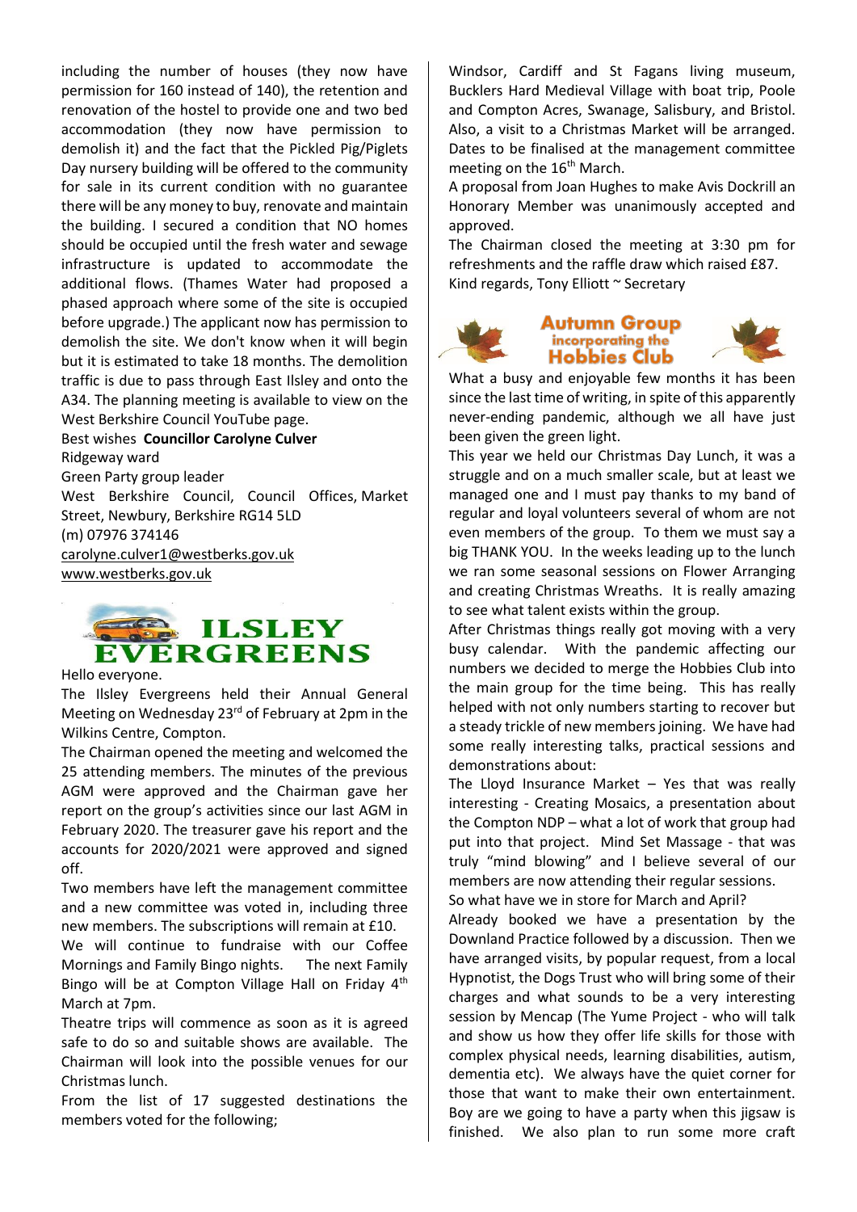including the number of houses (they now have permission for 160 instead of 140), the retention and renovation of the hostel to provide one and two bed accommodation (they now have permission to demolish it) and the fact that the Pickled Pig/Piglets Day nursery building will be offered to the community for sale in its current condition with no guarantee there will be any money to buy, renovate and maintain the building. I secured a condition that NO homes should be occupied until the fresh water and sewage infrastructure is updated to accommodate the additional flows. (Thames Water had proposed a phased approach where some of the site is occupied before upgrade.) The applicant now has permission to demolish the site. We don't know when it will begin but it is estimated to take 18 months. The demolition traffic is due to pass through East Ilsley and onto the A34. The planning meeting is available to view on the West Berkshire Council YouTube page.

Best wishes **Councillor Carolyne Culver**
Ridgeway ward
Green Party group leader
West Berkshire Council, Council Offices, Market Street, Newbury, Berkshire RG14 5LD
(m) 07976 374146
carolyne.culver1@westberks.gov.uk
www.westberks.gov.uk

# ILSLEY EVERGREENS

Hello everyone.

The Ilsley Evergreens held their Annual General Meeting on Wednesday 23rd of February at 2pm in the Wilkins Centre, Compton.

The Chairman opened the meeting and welcomed the 25 attending members. The minutes of the previous AGM were approved and the Chairman gave her report on the group's activities since our last AGM in February 2020. The treasurer gave his report and the accounts for 2020/2021 were approved and signed off.

Two members have left the management committee and a new committee was voted in, including three new members. The subscriptions will remain at £10.

We will continue to fundraise with our Coffee Mornings and Family Bingo nights. The next Family Bingo will be at Compton Village Hall on Friday 4th March at 7pm.

Theatre trips will commence as soon as it is agreed safe to do so and suitable shows are available. The Chairman will look into the possible venues for our Christmas lunch.

From the list of 17 suggested destinations the members voted for the following;

Windsor, Cardiff and St Fagans living museum, Bucklers Hard Medieval Village with boat trip, Poole and Compton Acres, Swanage, Salisbury, and Bristol. Also, a visit to a Christmas Market will be arranged. Dates to be finalised at the management committee meeting on the 16th March.

A proposal from Joan Hughes to make Avis Dockrill an Honorary Member was unanimously accepted and approved.

The Chairman closed the meeting at 3:30 pm for refreshments and the raffle draw which raised £87.

Kind regards, Tony Elliott ~ Secretary

# Autumn Group incorporating the Hobbies Club

What a busy and enjoyable few months it has been since the last time of writing, in spite of this apparently never-ending pandemic, although we all have just been given the green light.

This year we held our Christmas Day Lunch, it was a struggle and on a much smaller scale, but at least we managed one and I must pay thanks to my band of regular and loyal volunteers several of whom are not even members of the group. To them we must say a big THANK YOU. In the weeks leading up to the lunch we ran some seasonal sessions on Flower Arranging and creating Christmas Wreaths. It is really amazing to see what talent exists within the group.

After Christmas things really got moving with a very busy calendar. With the pandemic affecting our numbers we decided to merge the Hobbies Club into the main group for the time being. This has really helped with not only numbers starting to recover but a steady trickle of new members joining. We have had some really interesting talks, practical sessions and demonstrations about:

The Lloyd Insurance Market – Yes that was really interesting - Creating Mosaics, a presentation about the Compton NDP – what a lot of work that group had put into that project. Mind Set Massage - that was truly "mind blowing" and I believe several of our members are now attending their regular sessions.

So what have we in store for March and April?

Already booked we have a presentation by the Downland Practice followed by a discussion. Then we have arranged visits, by popular request, from a local Hypnotist, the Dogs Trust who will bring some of their charges and what sounds to be a very interesting session by Mencap (The Yume Project - who will talk and show us how they offer life skills for those with complex physical needs, learning disabilities, autism, dementia etc). We always have the quiet corner for those that want to make their own entertainment. Boy are we going to have a party when this jigsaw is finished. We also plan to run some more craft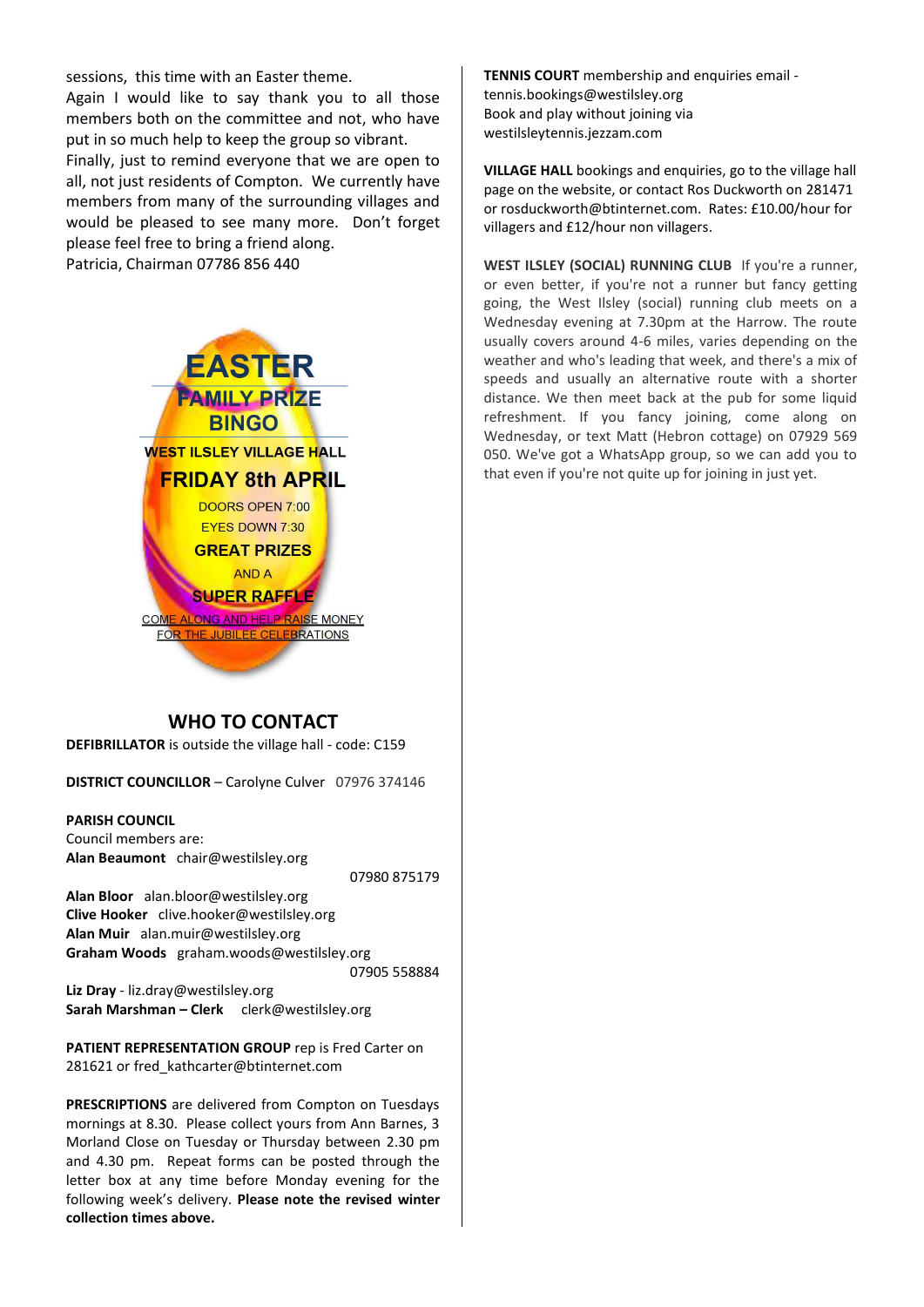sessions, this time with an Easter theme.

Again I would like to say thank you to all those members both on the committee and not, who have put in so much help to keep the group so vibrant.

Finally, just to remind everyone that we are open to all, not just residents of Compton. We currently have members from many of the surrounding villages and would be pleased to see many more. Don't forget please feel free to bring a friend along.

Patricia, Chairman 07786 856 440

**EASTER**

**FAMILY PRIZE**

**BINGO**

**WEST ILSLEY VILLAGE HALL**

**FRIDAY 8th APRIL**

DOORS OPEN 7:00

EYES DOWN 7:30

**GREAT PRIZES**

AND A

**SUPER RAFFLE**

COME ALONG AND HELP RAISE MONEY FOR THE JUBILEE CELEBRATIONS

## WHO TO CONTACT

**DEFIBRILLATOR** is outside the village hall - code: C159

**DISTRICT COUNCILLOR** – Carolyne Culver 07976 374146

**PARISH COUNCIL**

Council members are:

**Alan Beaumont** chair@westilsley.org 07980 875179

**Alan Bloor** alan.bloor@westilsley.org

**Clive Hooker** clive.hooker@westilsley.org

**Alan Muir** alan.muir@westilsley.org

**Graham Woods** graham.woods@westilsley.org 07905 558884

**Liz Dray** - liz.dray@westilsley.org

**Sarah Marshman – Clerk** clerk@westilsley.org

**PATIENT REPRESENTATION GROUP** rep is Fred Carter on 281621 or fred_kathcarter@btinternet.com

**PRESCRIPTIONS** are delivered from Compton on Tuesdays mornings at 8.30. Please collect yours from Ann Barnes, 3 Morland Close on Tuesday or Thursday between 2.30 pm and 4.30 pm. Repeat forms can be posted through the letter box at any time before Monday evening for the following week's delivery. **Please note the revised winter collection times above.**

**TENNIS COURT** membership and enquiries email - tennis.bookings@westilsley.org
Book and play without joining via westilsleytennis.jezzam.com

**VILLAGE HALL** bookings and enquiries, go to the village hall page on the website, or contact Ros Duckworth on 281471 or rosduckworth@btinternet.com. Rates: £10.00/hour for villagers and £12/hour non villagers.

**WEST ILSLEY (SOCIAL) RUNNING CLUB** If you're a runner, or even better, if you're not a runner but fancy getting going, the West Ilsley (social) running club meets on a Wednesday evening at 7.30pm at the Harrow. The route usually covers around 4-6 miles, varies depending on the weather and who's leading that week, and there's a mix of speeds and usually an alternative route with a shorter distance. We then meet back at the pub for some liquid refreshment. If you fancy joining, come along on Wednesday, or text Matt (Hebron cottage) on 07929 569 050. We've got a WhatsApp group, so we can add you to that even if you're not quite up for joining in just yet.